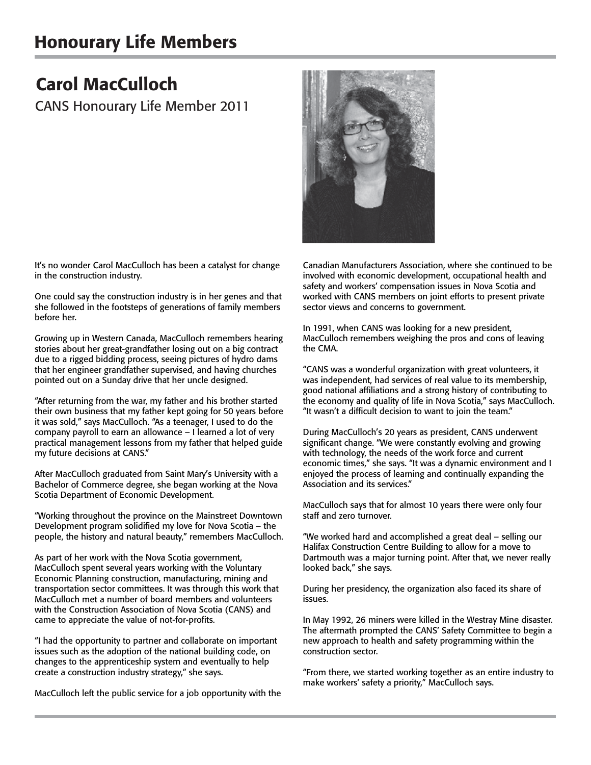# Honourary Life Members

## Carol MacCulloch

CANS Honourary Life Member 2011

It's no wonder Carol MacCulloch has been a catalyst for change in the construction industry.

One could say the construction industry is in her genes and that she followed in the footsteps of generations of family members before her.

Growing up in Western Canada, MacCulloch remembers hearing stories about her great-grandfather losing out on a big contract due to a rigged bidding process, seeing pictures of hydro dams that her engineer grandfather supervised, and having churches pointed out on a Sunday drive that her uncle designed.

"After returning from the war, my father and his brother started their own business that my father kept going for 50 years before it was sold," says MacCulloch. "As a teenager, I used to do the company payroll to earn an allowance – I learned a lot of very practical management lessons from my father that helped guide my future decisions at CANS."

After MacCulloch graduated from Saint Mary's University with a Bachelor of Commerce degree, she began working at the Nova Scotia Department of Economic Development.

"Working throughout the province on the Mainstreet Downtown Development program solidified my love for Nova Scotia – the people, the history and natural beauty," remembers MacCulloch.

As part of her work with the Nova Scotia government, MacCulloch spent several years working with the Voluntary Economic Planning construction, manufacturing, mining and transportation sector committees. It was through this work that MacCulloch met a number of board members and volunteers with the Construction Association of Nova Scotia (CANS) and came to appreciate the value of not-for-profits.

"I had the opportunity to partner and collaborate on important issues such as the adoption of the national building code, on changes to the apprenticeship system and eventually to help create a construction industry strategy," she says.

MacCulloch left the public service for a job opportunity with the Canadian Manufacturers Association, where she continued to be involved with economic development, occupational health and safety and workers' compensation issues in Nova Scotia and worked with CANS members on joint efforts to present private sector views and concerns to government.

In 1991, when CANS was looking for a new president, MacCulloch remembers weighing the pros and cons of leaving the CMA.

"CANS was a wonderful organization with great volunteers, it was independent, had services of real value to its membership, good national affiliations and a strong history of contributing to the economy and quality of life in Nova Scotia," says MacCulloch. "It wasn't a difficult decision to want to join the team."

During MacCulloch's 20 years as president, CANS underwent significant change. "We were constantly evolving and growing with technology, the needs of the work force and current economic times," she says. "It was a dynamic environment and I enjoyed the process of learning and continually expanding the Association and its services."

MacCulloch says that for almost 10 years there were only four staff and zero turnover.

"We worked hard and accomplished a great deal – selling our Halifax Construction Centre Building to allow for a move to Dartmouth was a major turning point. After that, we never really looked back," she says.

During her presidency, the organization also faced its share of issues.

In May 1992, 26 miners were killed in the Westray Mine disaster. The aftermath prompted the CANS' Safety Committee to begin a new approach to health and safety programming within the construction sector.

"From there, we started working together as an entire industry to make workers' safety a priority," MacCulloch says.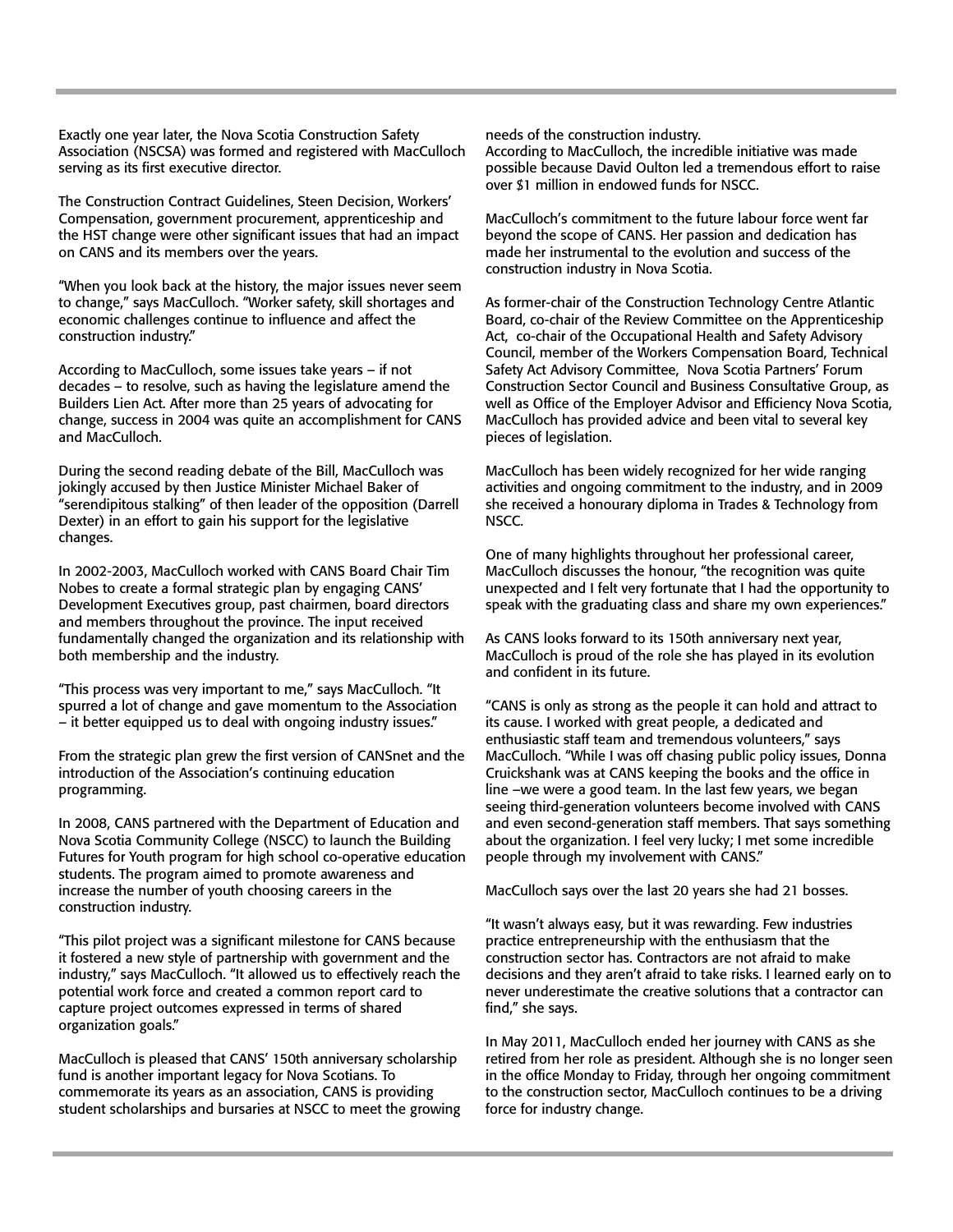Exactly one year later, the Nova Scotia Construction Safety Association (NSCSA) was formed and registered with MacCulloch serving as its first executive director.

The Construction Contract Guidelines, Steen Decision, Workers' Compensation, government procurement, apprenticeship and the HST change were other significant issues that had an impact on CANS and its members over the years.

"When you look back at the history, the major issues never seem to change," says MacCulloch. "Worker safety, skill shortages and economic challenges continue to influence and affect the construction industry."

According to MacCulloch, some issues take years – if not decades – to resolve, such as having the legislature amend the Builders Lien Act. After more than 25 years of advocating for change, success in 2004 was quite an accomplishment for CANS and MacCulloch.

During the second reading debate of the Bill, MacCulloch was jokingly accused by then Justice Minister Michael Baker of "serendipitous stalking" of then leader of the opposition (Darrell Dexter) in an effort to gain his support for the legislative changes.

In 2002-2003, MacCulloch worked with CANS Board Chair Tim Nobes to create a formal strategic plan by engaging CANS' Development Executives group, past chairmen, board directors and members throughout the province. The input received fundamentally changed the organization and its relationship with both membership and the industry.

"This process was very important to me," says MacCulloch. "It spurred a lot of change and gave momentum to the Association – it better equipped us to deal with ongoing industry issues."

From the strategic plan grew the first version of CANSnet and the introduction of the Association's continuing education programming.

In 2008, CANS partnered with the Department of Education and Nova Scotia Community College (NSCC) to launch the Building Futures for Youth program for high school co-operative education students. The program aimed to promote awareness and increase the number of youth choosing careers in the construction industry.

"This pilot project was a significant milestone for CANS because it fostered a new style of partnership with government and the industry," says MacCulloch. "It allowed us to effectively reach the potential work force and created a common report card to capture project outcomes expressed in terms of shared organization goals."

MacCulloch is pleased that CANS' 150th anniversary scholarship fund is another important legacy for Nova Scotians. To commemorate its years as an association, CANS is providing student scholarships and bursaries at NSCC to meet the growing needs of the construction industry.
According to MacCulloch, the incredible initiative was made possible because David Oulton led a tremendous effort to raise over $1 million in endowed funds for NSCC.

MacCulloch's commitment to the future labour force went far beyond the scope of CANS. Her passion and dedication has made her instrumental to the evolution and success of the construction industry in Nova Scotia.

As former-chair of the Construction Technology Centre Atlantic Board, co-chair of the Review Committee on the Apprenticeship Act, co-chair of the Occupational Health and Safety Advisory Council, member of the Workers Compensation Board, Technical Safety Act Advisory Committee, Nova Scotia Partners' Forum Construction Sector Council and Business Consultative Group, as well as Office of the Employer Advisor and Efficiency Nova Scotia, MacCulloch has provided advice and been vital to several key pieces of legislation.

MacCulloch has been widely recognized for her wide ranging activities and ongoing commitment to the industry, and in 2009 she received a honourary diploma in Trades & Technology from NSCC.

One of many highlights throughout her professional career, MacCulloch discusses the honour, "the recognition was quite unexpected and I felt very fortunate that I had the opportunity to speak with the graduating class and share my own experiences."

As CANS looks forward to its 150th anniversary next year, MacCulloch is proud of the role she has played in its evolution and confident in its future.

"CANS is only as strong as the people it can hold and attract to its cause. I worked with great people, a dedicated and enthusiastic staff team and tremendous volunteers," says MacCulloch. "While I was off chasing public policy issues, Donna Cruickshank was at CANS keeping the books and the office in line –we were a good team. In the last few years, we began seeing third-generation volunteers become involved with CANS and even second-generation staff members. That says something about the organization. I feel very lucky; I met some incredible people through my involvement with CANS."

MacCulloch says over the last 20 years she had 21 bosses.

"It wasn't always easy, but it was rewarding. Few industries practice entrepreneurship with the enthusiasm that the construction sector has. Contractors are not afraid to make decisions and they aren't afraid to take risks. I learned early on to never underestimate the creative solutions that a contractor can find," she says.

In May 2011, MacCulloch ended her journey with CANS as she retired from her role as president. Although she is no longer seen in the office Monday to Friday, through her ongoing commitment to the construction sector, MacCulloch continues to be a driving force for industry change.